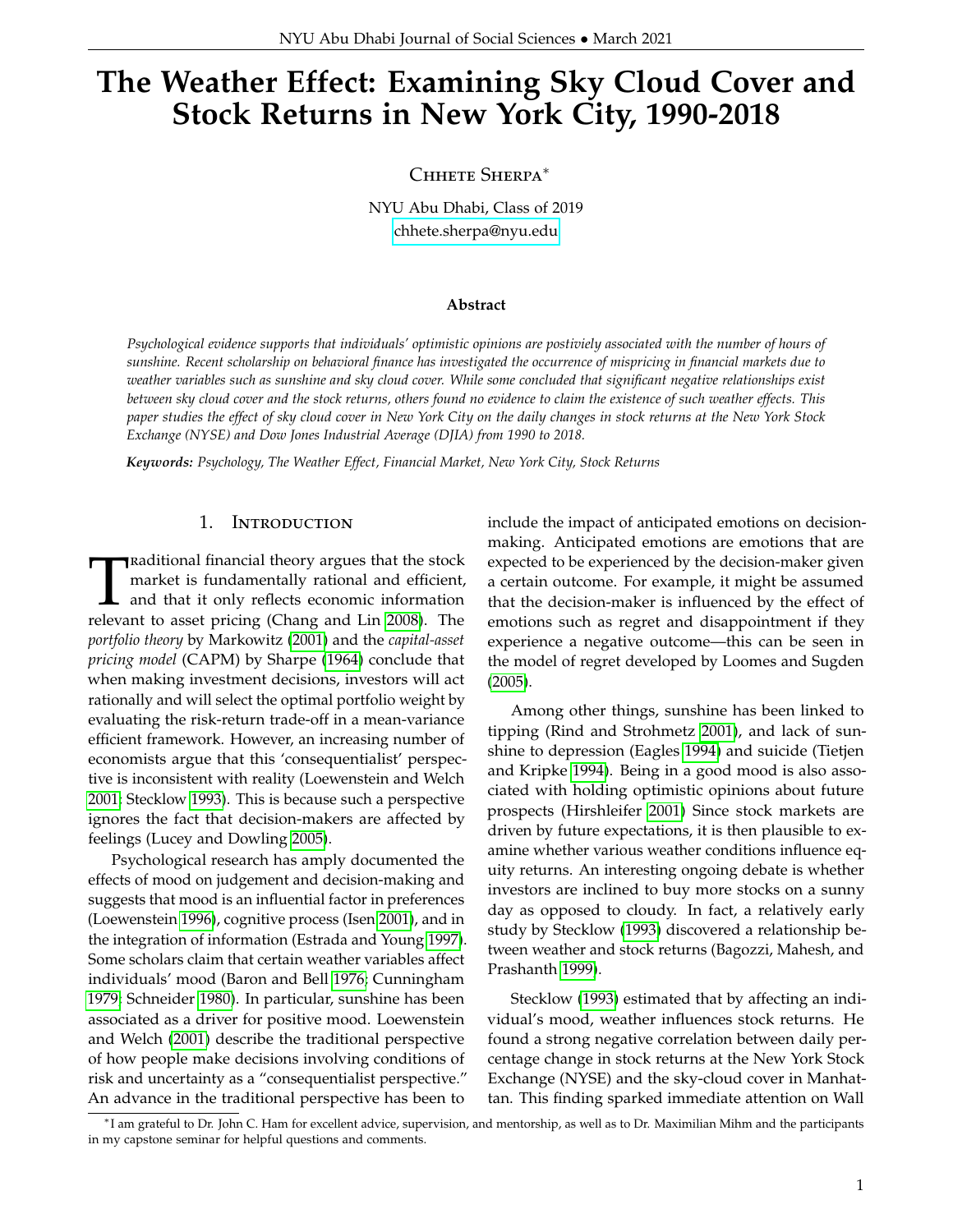# The Weather Effect: Examining Sky Cloud Cover and Stock Returns in New York City, 1990-2018

Chhete Sherpa*

NYU Abu Dhabi, Class of 2019
chhete.sherpa@nyu.edu

### Abstract

*Psychological evidence supports that individuals' optimistic opinions are postiviely associated with the number of hours of sunshine. Recent scholarship on behavioral finance has investigated the occurrence of mispricing in financial markets due to weather variables such as sunshine and sky cloud cover. While some concluded that significant negative relationships exist between sky cloud cover and the stock returns, others found no evidence to claim the existence of such weather effects. This paper studies the effect of sky cloud cover in New York City on the daily changes in stock returns at the New York Stock Exchange (NYSE) and Dow Jones Industrial Average (DJIA) from 1990 to 2018.*

***Keywords:*** *Psychology, The Weather Effect, Financial Market, New York City, Stock Returns*

## 1. Introduction

Traditional financial theory argues that the stock market is fundamentally rational and efficient, and that it only reflects economic information relevant to asset pricing (Chang and Lin 2008). The *portfolio theory* by Markowitz (2001) and the *capital-asset pricing model* (CAPM) by Sharpe (1964) conclude that when making investment decisions, investors will act rationally and will select the optimal portfolio weight by evaluating the risk-return trade-off in a mean-variance efficient framework. However, an increasing number of economists argue that this 'consequentialist' perspective is inconsistent with reality (Loewenstein and Welch 2001; Stecklow 1993). This is because such a perspective ignores the fact that decision-makers are affected by feelings (Lucey and Dowling 2005).

Psychological research has amply documented the effects of mood on judgement and decision-making and suggests that mood is an influential factor in preferences (Loewenstein 1996), cognitive process (Isen 2001), and in the integration of information (Estrada and Young 1997). Some scholars claim that certain weather variables affect individuals' mood (Baron and Bell 1976; Cunningham 1979; Schneider 1980). In particular, sunshine has been associated as a driver for positive mood. Loewenstein and Welch (2001) describe the traditional perspective of how people make decisions involving conditions of risk and uncertainty as a "consequentialist perspective." An advance in the traditional perspective has been to include the impact of anticipated emotions on decision-making. Anticipated emotions are emotions that are expected to be experienced by the decision-maker given a certain outcome. For example, it might be assumed that the decision-maker is influenced by the effect of emotions such as regret and disappointment if they experience a negative outcome—this can be seen in the model of regret developed by Loomes and Sugden (2005).

Among other things, sunshine has been linked to tipping (Rind and Strohmetz 2001), and lack of sunshine to depression (Eagles 1994) and suicide (Tietjen and Kripke 1994). Being in a good mood is also associated with holding optimistic opinions about future prospects (Hirshleifer 2001) Since stock markets are driven by future expectations, it is then plausible to examine whether various weather conditions influence equity returns. An interesting ongoing debate is whether investors are inclined to buy more stocks on a sunny day as opposed to cloudy. In fact, a relatively early study by Stecklow (1993) discovered a relationship between weather and stock returns (Bagozzi, Mahesh, and Prashanth 1999).

Stecklow (1993) estimated that by affecting an individual's mood, weather influences stock returns. He found a strong negative correlation between daily percentage change in stock returns at the New York Stock Exchange (NYSE) and the sky-cloud cover in Manhattan. This finding sparked immediate attention on Wall

*I am grateful to Dr. John C. Ham for excellent advice, supervision, and mentorship, as well as to Dr. Maximilian Mihm and the participants in my capstone seminar for helpful questions and comments.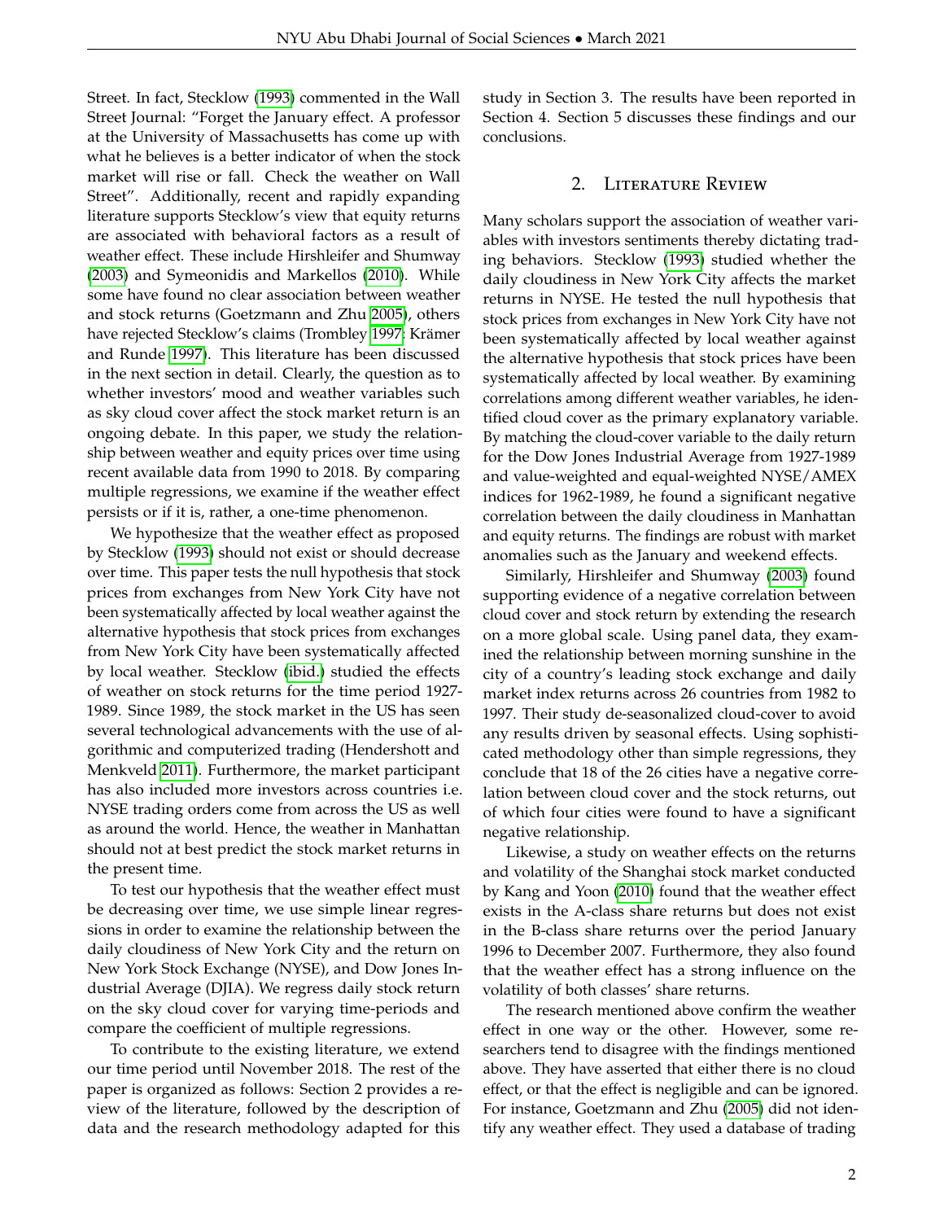Street. In fact, Stecklow (1993) commented in the Wall Street Journal: "Forget the January effect. A professor at the University of Massachusetts has come up with what he believes is a better indicator of when the stock market will rise or fall. Check the weather on Wall Street". Additionally, recent and rapidly expanding literature supports Stecklow's view that equity returns are associated with behavioral factors as a result of weather effect. These include Hirshleifer and Shumway (2003) and Symeonidis and Markellos (2010). While some have found no clear association between weather and stock returns (Goetzmann and Zhu 2005), others have rejected Stecklow's claims (Trombley 1997; Krämer and Runde 1997). This literature has been discussed in the next section in detail. Clearly, the question as to whether investors' mood and weather variables such as sky cloud cover affect the stock market return is an ongoing debate. In this paper, we study the relationship between weather and equity prices over time using recent available data from 1990 to 2018. By comparing multiple regressions, we examine if the weather effect persists or if it is, rather, a one-time phenomenon.

We hypothesize that the weather effect as proposed by Stecklow (1993) should not exist or should decrease over time. This paper tests the null hypothesis that stock prices from exchanges from New York City have not been systematically affected by local weather against the alternative hypothesis that stock prices from exchanges from New York City have been systematically affected by local weather. Stecklow (ibid.) studied the effects of weather on stock returns for the time period 1927-1989. Since 1989, the stock market in the US has seen several technological advancements with the use of algorithmic and computerized trading (Hendershott and Menkveld 2011). Furthermore, the market participant has also included more investors across countries i.e. NYSE trading orders come from across the US as well as around the world. Hence, the weather in Manhattan should not at best predict the stock market returns in the present time.

To test our hypothesis that the weather effect must be decreasing over time, we use simple linear regressions in order to examine the relationship between the daily cloudiness of New York City and the return on New York Stock Exchange (NYSE), and Dow Jones Industrial Average (DJIA). We regress daily stock return on the sky cloud cover for varying time-periods and compare the coefficient of multiple regressions.

To contribute to the existing literature, we extend our time period until November 2018. The rest of the paper is organized as follows: Section 2 provides a review of the literature, followed by the description of data and the research methodology adapted for this study in Section 3. The results have been reported in Section 4. Section 5 discusses these findings and our conclusions.

## 2. Literature Review

Many scholars support the association of weather variables with investors sentiments thereby dictating trading behaviors. Stecklow (1993) studied whether the daily cloudiness in New York City affects the market returns in NYSE. He tested the null hypothesis that stock prices from exchanges in New York City have not been systematically affected by local weather against the alternative hypothesis that stock prices have been systematically affected by local weather. By examining correlations among different weather variables, he identified cloud cover as the primary explanatory variable. By matching the cloud-cover variable to the daily return for the Dow Jones Industrial Average from 1927-1989 and value-weighted and equal-weighted NYSE/AMEX indices for 1962-1989, he found a significant negative correlation between the daily cloudiness in Manhattan and equity returns. The findings are robust with market anomalies such as the January and weekend effects.

Similarly, Hirshleifer and Shumway (2003) found supporting evidence of a negative correlation between cloud cover and stock return by extending the research on a more global scale. Using panel data, they examined the relationship between morning sunshine in the city of a country's leading stock exchange and daily market index returns across 26 countries from 1982 to 1997. Their study de-seasonalized cloud-cover to avoid any results driven by seasonal effects. Using sophisticated methodology other than simple regressions, they conclude that 18 of the 26 cities have a negative correlation between cloud cover and the stock returns, out of which four cities were found to have a significant negative relationship.

Likewise, a study on weather effects on the returns and volatility of the Shanghai stock market conducted by Kang and Yoon (2010) found that the weather effect exists in the A-class share returns but does not exist in the B-class share returns over the period January 1996 to December 2007. Furthermore, they also found that the weather effect has a strong influence on the volatility of both classes' share returns.

The research mentioned above confirm the weather effect in one way or the other. However, some researchers tend to disagree with the findings mentioned above. They have asserted that either there is no cloud effect, or that the effect is negligible and can be ignored. For instance, Goetzmann and Zhu (2005) did not identify any weather effect. They used a database of trading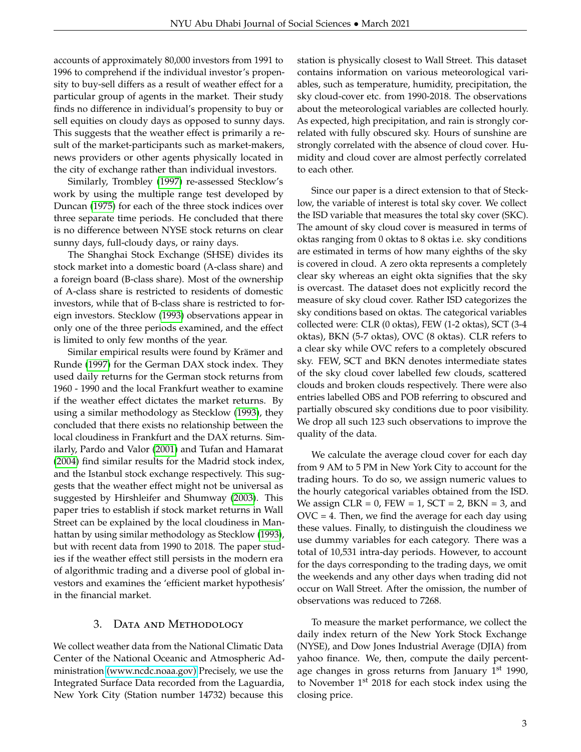accounts of approximately 80,000 investors from 1991 to 1996 to comprehend if the individual investor's propensity to buy-sell differs as a result of weather effect for a particular group of agents in the market. Their study finds no difference in individual's propensity to buy or sell equities on cloudy days as opposed to sunny days. This suggests that the weather effect is primarily a result of the market-participants such as market-makers, news providers or other agents physically located in the city of exchange rather than individual investors.

Similarly, Trombley (1997) re-assessed Stecklow's work by using the multiple range test developed by Duncan (1975) for each of the three stock indices over three separate time periods. He concluded that there is no difference between NYSE stock returns on clear sunny days, full-cloudy days, or rainy days.

The Shanghai Stock Exchange (SHSE) divides its stock market into a domestic board (A-class share) and a foreign board (B-class share). Most of the ownership of A-class share is restricted to residents of domestic investors, while that of B-class share is restricted to foreign investors. Stecklow (1993) observations appear in only one of the three periods examined, and the effect is limited to only few months of the year.

Similar empirical results were found by Krämer and Runde (1997) for the German DAX stock index. They used daily returns for the German stock returns from 1960 - 1990 and the local Frankfurt weather to examine if the weather effect dictates the market returns. By using a similar methodology as Stecklow (1993), they concluded that there exists no relationship between the local cloudiness in Frankfurt and the DAX returns. Similarly, Pardo and Valor (2001) and Tufan and Hamarat (2004) find similar results for the Madrid stock index, and the Istanbul stock exchange respectively. This suggests that the weather effect might not be universal as suggested by Hirshleifer and Shumway (2003). This paper tries to establish if stock market returns in Wall Street can be explained by the local cloudiness in Manhattan by using similar methodology as Stecklow (1993), but with recent data from 1990 to 2018. The paper studies if the weather effect still persists in the modern era of algorithmic trading and a diverse pool of global investors and examines the 'efficient market hypothesis' in the financial market.

## 3. Data and Methodology

We collect weather data from the National Climatic Data Center of the National Oceanic and Atmospheric Administration (www.ncdc.noaa.gov) Precisely, we use the Integrated Surface Data recorded from the Laguardia, New York City (Station number 14732) because this station is physically closest to Wall Street. This dataset contains information on various meteorological variables, such as temperature, humidity, precipitation, the sky cloud-cover etc. from 1990-2018. The observations about the meteorological variables are collected hourly. As expected, high precipitation, and rain is strongly correlated with fully obscured sky. Hours of sunshine are strongly correlated with the absence of cloud cover. Humidity and cloud cover are almost perfectly correlated to each other.

Since our paper is a direct extension to that of Stecklow, the variable of interest is total sky cover. We collect the ISD variable that measures the total sky cover (SKC). The amount of sky cloud cover is measured in terms of oktas ranging from 0 oktas to 8 oktas i.e. sky conditions are estimated in terms of how many eighths of the sky is covered in cloud. A zero okta represents a completely clear sky whereas an eight okta signifies that the sky is overcast. The dataset does not explicitly record the measure of sky cloud cover. Rather ISD categorizes the sky conditions based on oktas. The categorical variables collected were: CLR (0 oktas), FEW (1-2 oktas), SCT (3-4 oktas), BKN (5-7 oktas), OVC (8 oktas). CLR refers to a clear sky while OVC refers to a completely obscured sky. FEW, SCT and BKN denotes intermediate states of the sky cloud cover labelled few clouds, scattered clouds and broken clouds respectively. There were also entries labelled OBS and POB referring to obscured and partially obscured sky conditions due to poor visibility. We drop all such 123 such observations to improve the quality of the data.

We calculate the average cloud cover for each day from 9 AM to 5 PM in New York City to account for the trading hours. To do so, we assign numeric values to the hourly categorical variables obtained from the ISD. We assign CLR = 0, FEW = 1, SCT = 2, BKN = 3, and OVC = 4. Then, we find the average for each day using these values. Finally, to distinguish the cloudiness we use dummy variables for each category. There was a total of 10,531 intra-day periods. However, to account for the days corresponding to the trading days, we omit the weekends and any other days when trading did not occur on Wall Street. After the omission, the number of observations was reduced to 7268.

To measure the market performance, we collect the daily index return of the New York Stock Exchange (NYSE), and Dow Jones Industrial Average (DJIA) from yahoo finance. We, then, compute the daily percentage changes in gross returns from January 1st 1990, to November 1st 2018 for each stock index using the closing price.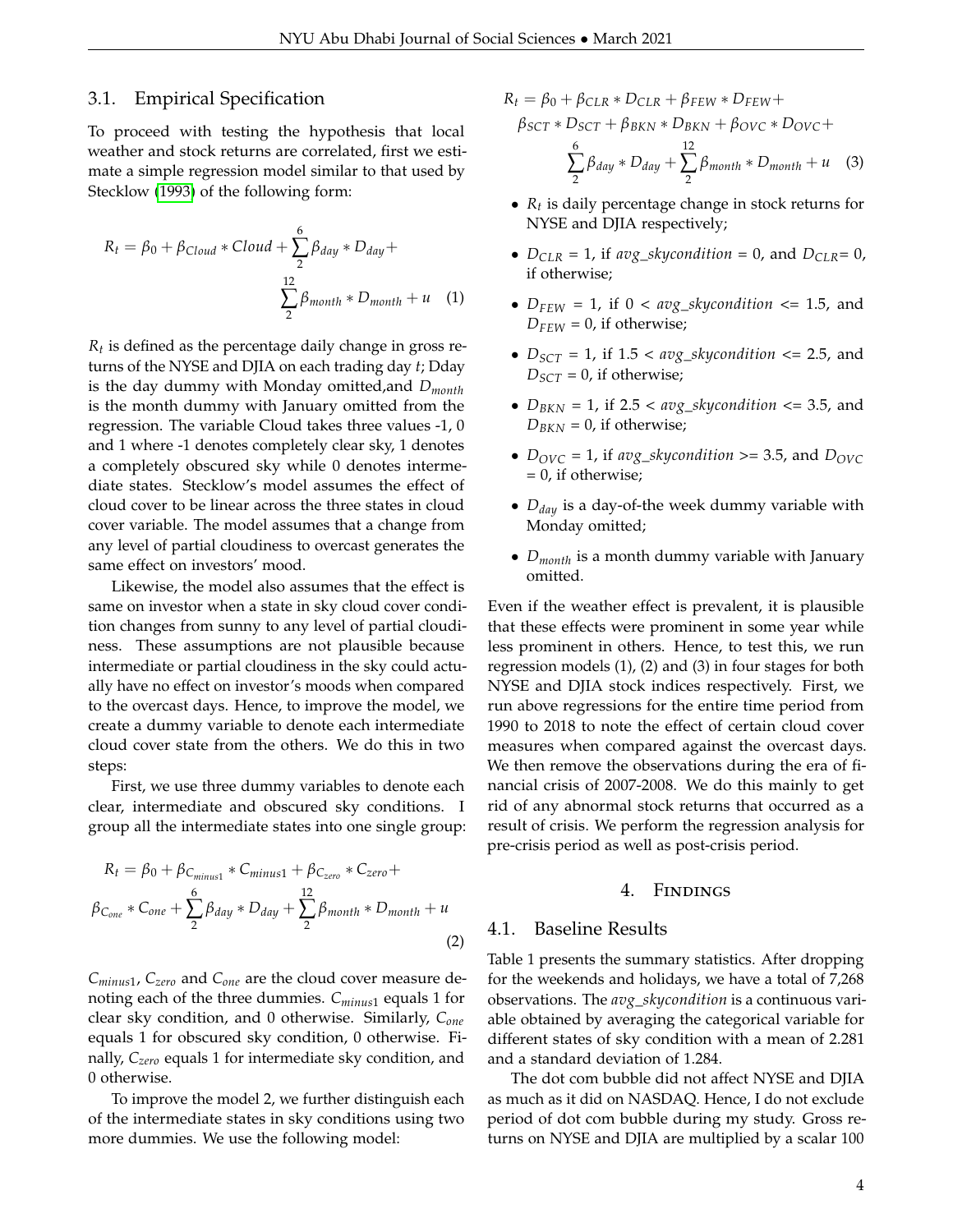### 3.1. Empirical Specification

To proceed with testing the hypothesis that local weather and stock returns are correlated, first we estimate a simple regression model similar to that used by Stecklow (1993) of the following form:

$$R_t = \beta_0 + \beta_{Cloud} * Cloud + \sum_{2}^{6} \beta_{day} * D_{day} + \sum_{2}^{12} \beta_{month} * D_{month} + u \quad (1)$$

$R_t$ is defined as the percentage daily change in gross returns of the NYSE and DJIA on each trading day $t$; Dday is the day dummy with Monday omitted,and $D_{month}$ is the month dummy with January omitted from the regression. The variable Cloud takes three values -1, 0 and 1 where -1 denotes completely clear sky, 1 denotes a completely obscured sky while 0 denotes intermediate states. Stecklow's model assumes the effect of cloud cover to be linear across the three states in cloud cover variable. The model assumes that a change from any level of partial cloudiness to overcast generates the same effect on investors' mood.

Likewise, the model also assumes that the effect is same on investor when a state in sky cloud cover condition changes from sunny to any level of partial cloudiness. These assumptions are not plausible because intermediate or partial cloudiness in the sky could actually have no effect on investor's moods when compared to the overcast days. Hence, to improve the model, we create a dummy variable to denote each intermediate cloud cover state from the others. We do this in two steps:

First, we use three dummy variables to denote each clear, intermediate and obscured sky conditions. I group all the intermediate states into one single group:

$$R_t = \beta_0 + \beta_{C_{minus1}} * C_{minus1} + \beta_{C_{zero}} * C_{zero} + \beta_{C_{one}} * C_{one} + \sum_{2}^{6} \beta_{day} * D_{day} + \sum_{2}^{12} \beta_{month} * D_{month} + u \quad (2)$$

$C_{minus1}$, $C_{zero}$ and $C_{one}$ are the cloud cover measure denoting each of the three dummies. $C_{minus1}$ equals 1 for clear sky condition, and 0 otherwise. Similarly, $C_{one}$ equals 1 for obscured sky condition, 0 otherwise. Finally, $C_{zero}$ equals 1 for intermediate sky condition, and 0 otherwise.

To improve the model 2, we further distinguish each of the intermediate states in sky conditions using two more dummies. We use the following model:

$$R_t = \beta_0 + \beta_{CLR} * D_{CLR} + \beta_{FEW} * D_{FEW} + \beta_{SCT} * D_{SCT} + \beta_{BKN} * D_{BKN} + \beta_{OVC} * D_{OVC} + \sum_{2}^{6} \beta_{day} * D_{day} + \sum_{2}^{12} \beta_{month} * D_{month} + u \quad (3)$$

- $R_t$ is daily percentage change in stock returns for NYSE and DJIA respectively;
- $D_{CLR}$ = 1, if *avg_skycondition* = 0, and $D_{CLR}$= 0, if otherwise;
- $D_{FEW}$ = 1, if 0 < *avg_skycondition* <= 1.5, and $D_{FEW}$ = 0, if otherwise;
- $D_{SCT}$ = 1, if 1.5 < *avg_skycondition* <= 2.5, and $D_{SCT}$ = 0, if otherwise;
- $D_{BKN}$ = 1, if 2.5 < *avg_skycondition* <= 3.5, and $D_{BKN}$ = 0, if otherwise;
- $D_{OVC}$ = 1, if *avg_skycondition* >= 3.5, and $D_{OVC}$ = 0, if otherwise;
- $D_{day}$ is a day-of-the week dummy variable with Monday omitted;
- $D_{month}$ is a month dummy variable with January omitted.

Even if the weather effect is prevalent, it is plausible that these effects were prominent in some year while less prominent in others. Hence, to test this, we run regression models (1), (2) and (3) in four stages for both NYSE and DJIA stock indices respectively. First, we run above regressions for the entire time period from 1990 to 2018 to note the effect of certain cloud cover measures when compared against the overcast days. We then remove the observations during the era of financial crisis of 2007-2008. We do this mainly to get rid of any abnormal stock returns that occurred as a result of crisis. We perform the regression analysis for pre-crisis period as well as post-crisis period.

## 4. Findings

### 4.1. Baseline Results

Table 1 presents the summary statistics. After dropping for the weekends and holidays, we have a total of 7,268 observations. The *avg_skycondition* is a continuous variable obtained by averaging the categorical variable for different states of sky condition with a mean of 2.281 and a standard deviation of 1.284.

The dot com bubble did not affect NYSE and DJIA as much as it did on NASDAQ. Hence, I do not exclude period of dot com bubble during my study. Gross returns on NYSE and DJIA are multiplied by a scalar 100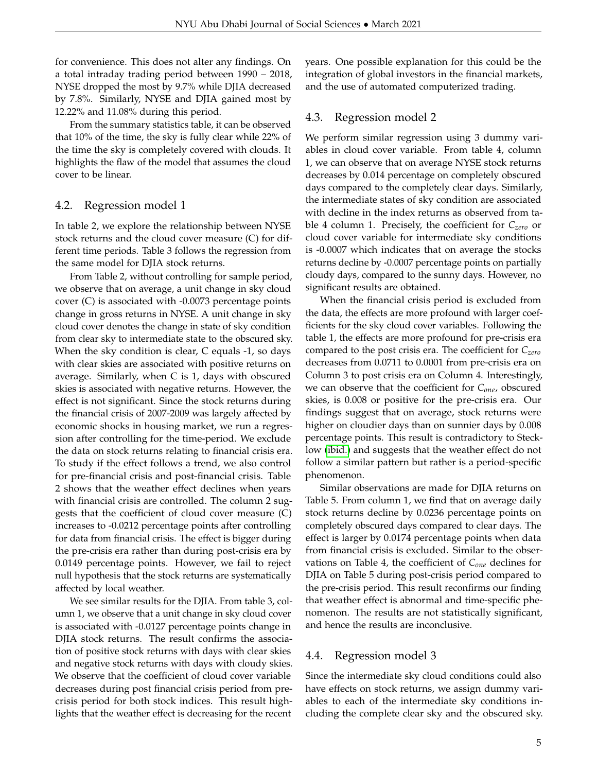for convenience. This does not alter any findings. On a total intraday trading period between 1990 – 2018, NYSE dropped the most by 9.7% while DJIA decreased by 7.8%. Similarly, NYSE and DJIA gained most by 12.22% and 11.08% during this period.

From the summary statistics table, it can be observed that 10% of the time, the sky is fully clear while 22% of the time the sky is completely covered with clouds. It highlights the flaw of the model that assumes the cloud cover to be linear.

## 4.2. Regression model 1

In table 2, we explore the relationship between NYSE stock returns and the cloud cover measure (C) for different time periods. Table 3 follows the regression from the same model for DJIA stock returns.

From Table 2, without controlling for sample period, we observe that on average, a unit change in sky cloud cover (C) is associated with -0.0073 percentage points change in gross returns in NYSE. A unit change in sky cloud cover denotes the change in state of sky condition from clear sky to intermediate state to the obscured sky. When the sky condition is clear, C equals -1, so days with clear skies are associated with positive returns on average. Similarly, when C is 1, days with obscured skies is associated with negative returns. However, the effect is not significant. Since the stock returns during the financial crisis of 2007-2009 was largely affected by economic shocks in housing market, we run a regression after controlling for the time-period. We exclude the data on stock returns relating to financial crisis era. To study if the effect follows a trend, we also control for pre-financial crisis and post-financial crisis. Table 2 shows that the weather effect declines when years with financial crisis are controlled. The column 2 suggests that the coefficient of cloud cover measure (C) increases to -0.0212 percentage points after controlling for data from financial crisis. The effect is bigger during the pre-crisis era rather than during post-crisis era by 0.0149 percentage points. However, we fail to reject null hypothesis that the stock returns are systematically affected by local weather.

We see similar results for the DJIA. From table 3, column 1, we observe that a unit change in sky cloud cover is associated with -0.0127 percentage points change in DJIA stock returns. The result confirms the association of positive stock returns with days with clear skies and negative stock returns with days with cloudy skies. We observe that the coefficient of cloud cover variable decreases during post financial crisis period from pre-crisis period for both stock indices. This result highlights that the weather effect is decreasing for the recent years. One possible explanation for this could be the integration of global investors in the financial markets, and the use of automated computerized trading.

## 4.3. Regression model 2

We perform similar regression using 3 dummy variables in cloud cover variable. From table 4, column 1, we can observe that on average NYSE stock returns decreases by 0.014 percentage on completely obscured days compared to the completely clear days. Similarly, the intermediate states of sky condition are associated with decline in the index returns as observed from table 4 column 1. Precisely, the coefficient for $C_{zero}$ or cloud cover variable for intermediate sky conditions is -0.0007 which indicates that on average the stocks returns decline by -0.0007 percentage points on partially cloudy days, compared to the sunny days. However, no significant results are obtained.

When the financial crisis period is excluded from the data, the effects are more profound with larger coefficients for the sky cloud cover variables. Following the table 1, the effects are more profound for pre-crisis era compared to the post crisis era. The coefficient for $C_{zero}$ decreases from 0.0711 to 0.0001 from pre-crisis era on Column 3 to post crisis era on Column 4. Interestingly, we can observe that the coefficient for $C_{one}$, obscured skies, is 0.008 or positive for the pre-crisis era. Our findings suggest that on average, stock returns were higher on cloudier days than on sunnier days by 0.008 percentage points. This result is contradictory to Stecklow (ibid.) and suggests that the weather effect do not follow a similar pattern but rather is a period-specific phenomenon.

Similar observations are made for DJIA returns on Table 5. From column 1, we find that on average daily stock returns decline by 0.0236 percentage points on completely obscured days compared to clear days. The effect is larger by 0.0174 percentage points when data from financial crisis is excluded. Similar to the observations on Table 4, the coefficient of $C_{one}$ declines for DJIA on Table 5 during post-crisis period compared to the pre-crisis period. This result reconfirms our finding that weather effect is abnormal and time-specific phenomenon. The results are not statistically significant, and hence the results are inconclusive.

## 4.4. Regression model 3

Since the intermediate sky cloud conditions could also have effects on stock returns, we assign dummy variables to each of the intermediate sky conditions including the complete clear sky and the obscured sky.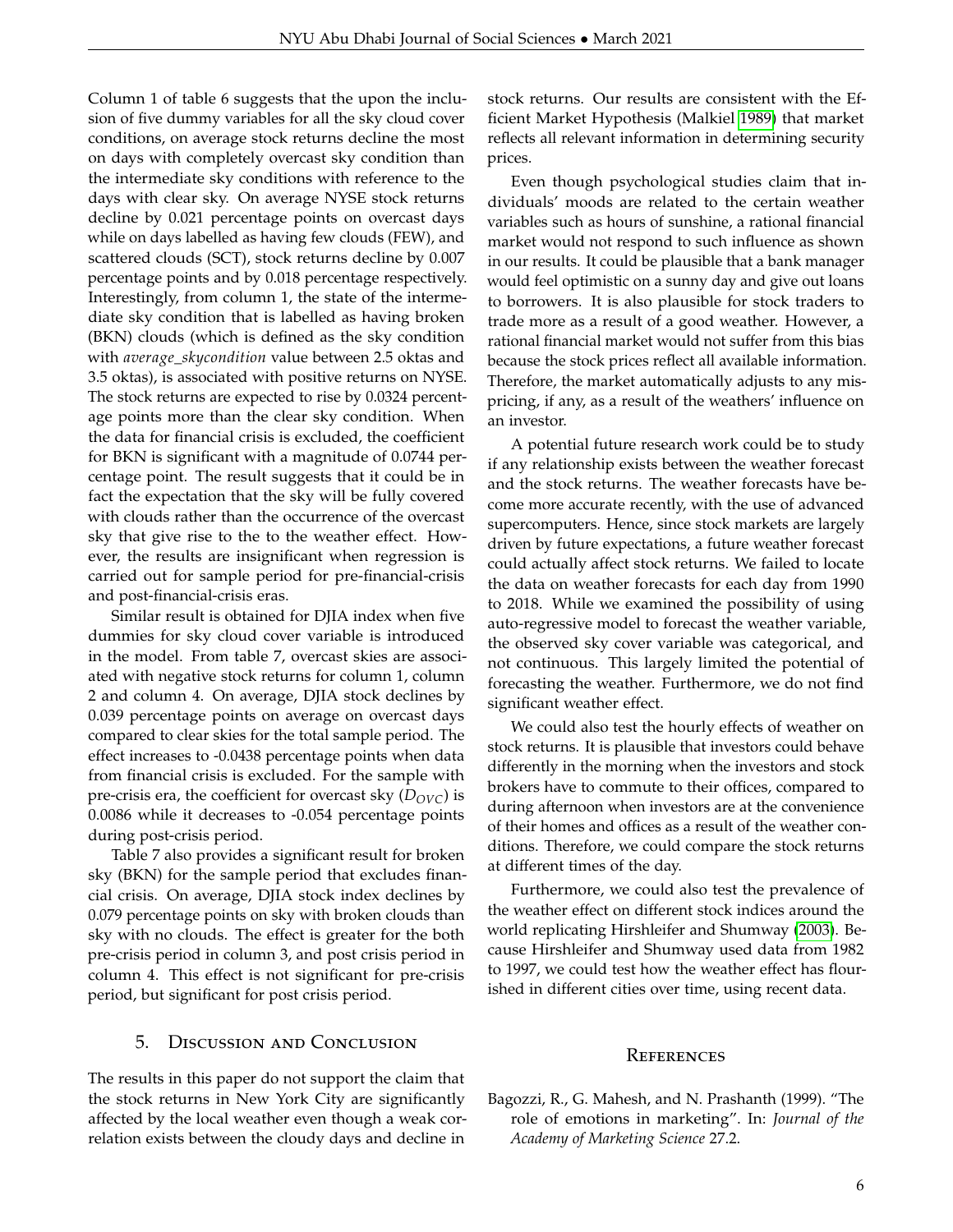Column 1 of table 6 suggests that the upon the inclusion of five dummy variables for all the sky cloud cover conditions, on average stock returns decline the most on days with completely overcast sky condition than the intermediate sky conditions with reference to the days with clear sky. On average NYSE stock returns decline by 0.021 percentage points on overcast days while on days labelled as having few clouds (FEW), and scattered clouds (SCT), stock returns decline by 0.007 percentage points and by 0.018 percentage respectively. Interestingly, from column 1, the state of the intermediate sky condition that is labelled as having broken (BKN) clouds (which is defined as the sky condition with *average_skycondition* value between 2.5 oktas and 3.5 oktas), is associated with positive returns on NYSE. The stock returns are expected to rise by 0.0324 percentage points more than the clear sky condition. When the data for financial crisis is excluded, the coefficient for BKN is significant with a magnitude of 0.0744 percentage point. The result suggests that it could be in fact the expectation that the sky will be fully covered with clouds rather than the occurrence of the overcast sky that give rise to the to the weather effect. However, the results are insignificant when regression is carried out for sample period for pre-financial-crisis and post-financial-crisis eras.

Similar result is obtained for DJIA index when five dummies for sky cloud cover variable is introduced in the model. From table 7, overcast skies are associated with negative stock returns for column 1, column 2 and column 4. On average, DJIA stock declines by 0.039 percentage points on average on overcast days compared to clear skies for the total sample period. The effect increases to -0.0438 percentage points when data from financial crisis is excluded. For the sample with pre-crisis era, the coefficient for overcast sky ($D_{OVC}$) is 0.0086 while it decreases to -0.054 percentage points during post-crisis period.

Table 7 also provides a significant result for broken sky (BKN) for the sample period that excludes financial crisis. On average, DJIA stock index declines by 0.079 percentage points on sky with broken clouds than sky with no clouds. The effect is greater for the both pre-crisis period in column 3, and post crisis period in column 4. This effect is not significant for pre-crisis period, but significant for post crisis period.

## 5. Discussion and Conclusion

The results in this paper do not support the claim that the stock returns in New York City are significantly affected by the local weather even though a weak correlation exists between the cloudy days and decline in stock returns. Our results are consistent with the Efficient Market Hypothesis (Malkiel 1989) that market reflects all relevant information in determining security prices.

Even though psychological studies claim that individuals' moods are related to the certain weather variables such as hours of sunshine, a rational financial market would not respond to such influence as shown in our results. It could be plausible that a bank manager would feel optimistic on a sunny day and give out loans to borrowers. It is also plausible for stock traders to trade more as a result of a good weather. However, a rational financial market would not suffer from this bias because the stock prices reflect all available information. Therefore, the market automatically adjusts to any mispricing, if any, as a result of the weathers' influence on an investor.

A potential future research work could be to study if any relationship exists between the weather forecast and the stock returns. The weather forecasts have become more accurate recently, with the use of advanced supercomputers. Hence, since stock markets are largely driven by future expectations, a future weather forecast could actually affect stock returns. We failed to locate the data on weather forecasts for each day from 1990 to 2018. While we examined the possibility of using auto-regressive model to forecast the weather variable, the observed sky cover variable was categorical, and not continuous. This largely limited the potential of forecasting the weather. Furthermore, we do not find significant weather effect.

We could also test the hourly effects of weather on stock returns. It is plausible that investors could behave differently in the morning when the investors and stock brokers have to commute to their offices, compared to during afternoon when investors are at the convenience of their homes and offices as a result of the weather conditions. Therefore, we could compare the stock returns at different times of the day.

Furthermore, we could also test the prevalence of the weather effect on different stock indices around the world replicating Hirshleifer and Shumway (2003). Because Hirshleifer and Shumway used data from 1982 to 1997, we could test how the weather effect has flourished in different cities over time, using recent data.

## References

Bagozzi, R., G. Mahesh, and N. Prashanth (1999). "The role of emotions in marketing". In: *Journal of the Academy of Marketing Science* 27.2.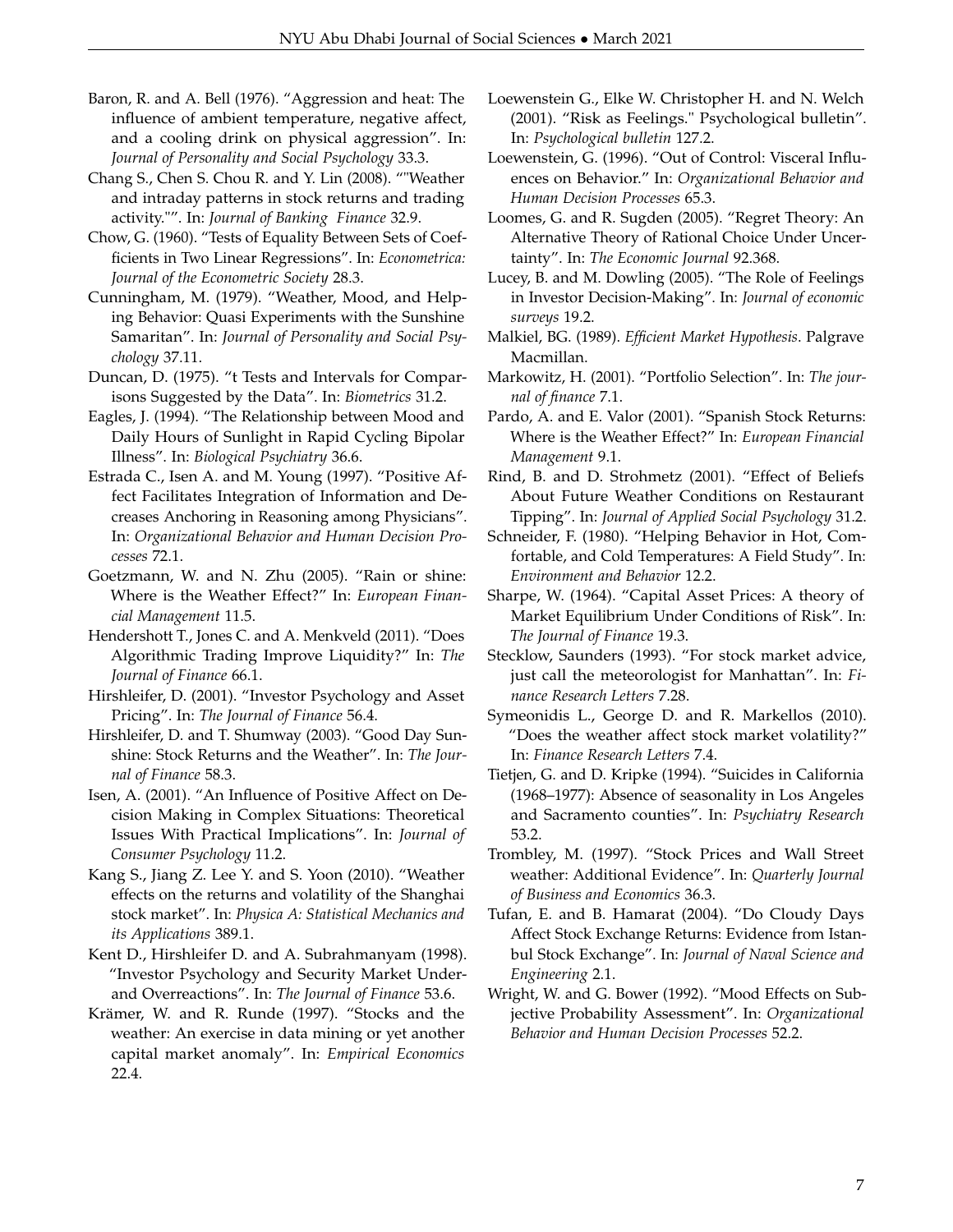Baron, R. and A. Bell (1976). "Aggression and heat: The influence of ambient temperature, negative affect, and a cooling drink on physical aggression". In: *Journal of Personality and Social Psychology* 33.3.

Chang S., Chen S. Chou R. and Y. Lin (2008). ""Weather and intraday patterns in stock returns and trading activity."". In: *Journal of Banking Finance* 32.9.

Chow, G. (1960). "Tests of Equality Between Sets of Coefficients in Two Linear Regressions". In: *Econometrica: Journal of the Econometric Society* 28.3.

Cunningham, M. (1979). "Weather, Mood, and Helping Behavior: Quasi Experiments with the Sunshine Samaritan". In: *Journal of Personality and Social Psychology* 37.11.

Duncan, D. (1975). "t Tests and Intervals for Comparisons Suggested by the Data". In: *Biometrics* 31.2.

Eagles, J. (1994). "The Relationship between Mood and Daily Hours of Sunlight in Rapid Cycling Bipolar Illness". In: *Biological Psychiatry* 36.6.

Estrada C., Isen A. and M. Young (1997). "Positive Affect Facilitates Integration of Information and Decreases Anchoring in Reasoning among Physicians". In: *Organizational Behavior and Human Decision Processes* 72.1.

Goetzmann, W. and N. Zhu (2005). "Rain or shine: Where is the Weather Effect?" In: *European Financial Management* 11.5.

Hendershott T., Jones C. and A. Menkveld (2011). "Does Algorithmic Trading Improve Liquidity?" In: *The Journal of Finance* 66.1.

Hirshleifer, D. (2001). "Investor Psychology and Asset Pricing". In: *The Journal of Finance* 56.4.

Hirshleifer, D. and T. Shumway (2003). "Good Day Sunshine: Stock Returns and the Weather". In: *The Journal of Finance* 58.3.

Isen, A. (2001). "An Influence of Positive Affect on Decision Making in Complex Situations: Theoretical Issues With Practical Implications". In: *Journal of Consumer Psychology* 11.2.

Kang S., Jiang Z. Lee Y. and S. Yoon (2010). "Weather effects on the returns and volatility of the Shanghai stock market". In: *Physica A: Statistical Mechanics and its Applications* 389.1.

Kent D., Hirshleifer D. and A. Subrahmanyam (1998). "Investor Psychology and Security Market Under- and Overreactions". In: *The Journal of Finance* 53.6.

Krämer, W. and R. Runde (1997). "Stocks and the weather: An exercise in data mining or yet another capital market anomaly". In: *Empirical Economics* 22.4.

Loewenstein G., Elke W. Christopher H. and N. Welch (2001). "Risk as Feelings." Psychological bulletin". In: *Psychological bulletin* 127.2.

Loewenstein, G. (1996). "Out of Control: Visceral Influences on Behavior." In: *Organizational Behavior and Human Decision Processes* 65.3.

Loomes, G. and R. Sugden (2005). "Regret Theory: An Alternative Theory of Rational Choice Under Uncertainty". In: *The Economic Journal* 92.368.

Lucey, B. and M. Dowling (2005). "The Role of Feelings in Investor Decision-Making". In: *Journal of economic surveys* 19.2.

Malkiel, BG. (1989). *Efficient Market Hypothesis*. Palgrave Macmillan.

Markowitz, H. (2001). "Portfolio Selection". In: *The journal of finance* 7.1.

Pardo, A. and E. Valor (2001). "Spanish Stock Returns: Where is the Weather Effect?" In: *European Financial Management* 9.1.

Rind, B. and D. Strohmetz (2001). "Effect of Beliefs About Future Weather Conditions on Restaurant Tipping". In: *Journal of Applied Social Psychology* 31.2.

Schneider, F. (1980). "Helping Behavior in Hot, Comfortable, and Cold Temperatures: A Field Study". In: *Environment and Behavior* 12.2.

Sharpe, W. (1964). "Capital Asset Prices: A theory of Market Equilibrium Under Conditions of Risk". In: *The Journal of Finance* 19.3.

Stecklow, Saunders (1993). "For stock market advice, just call the meteorologist for Manhattan". In: *Finance Research Letters* 7.28.

Symeonidis L., George D. and R. Markellos (2010). "Does the weather affect stock market volatility?" In: *Finance Research Letters* 7.4.

Tietjen, G. and D. Kripke (1994). "Suicides in California (1968–1977): Absence of seasonality in Los Angeles and Sacramento counties". In: *Psychiatry Research* 53.2.

Trombley, M. (1997). "Stock Prices and Wall Street weather: Additional Evidence". In: *Quarterly Journal of Business and Economics* 36.3.

Tufan, E. and B. Hamarat (2004). "Do Cloudy Days Affect Stock Exchange Returns: Evidence from Istanbul Stock Exchange". In: *Journal of Naval Science and Engineering* 2.1.

Wright, W. and G. Bower (1992). "Mood Effects on Subjective Probability Assessment". In: *Organizational Behavior and Human Decision Processes* 52.2.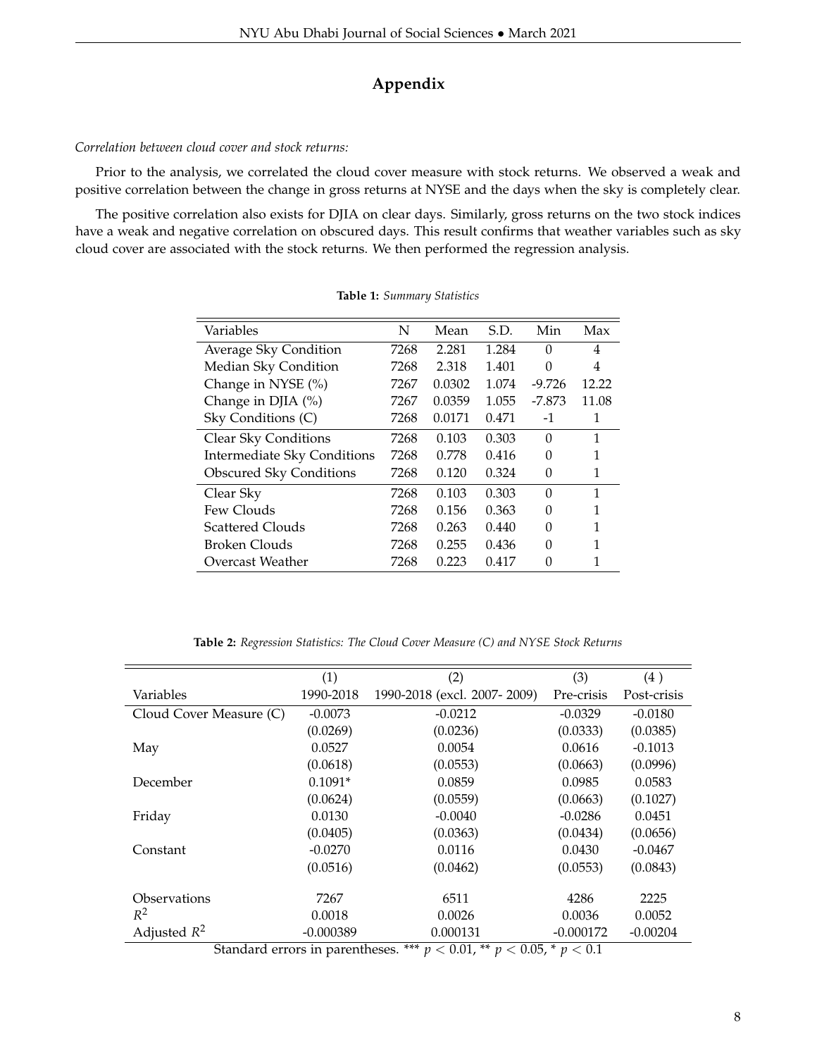# Appendix

*Correlation between cloud cover and stock returns:*

Prior to the analysis, we correlated the cloud cover measure with stock returns. We observed a weak and positive correlation between the change in gross returns at NYSE and the days when the sky is completely clear.

The positive correlation also exists for DJIA on clear days. Similarly, gross returns on the two stock indices have a weak and negative correlation on obscured days. This result confirms that weather variables such as sky cloud cover are associated with the stock returns. We then performed the regression analysis.

**Table 1:** *Summary Statistics*

| Variables | N | Mean | S.D. | Min | Max |
|---|---|---|---|---|---|
| Average Sky Condition | 7268 | 2.281 | 1.284 | 0 | 4 |
| Median Sky Condition | 7268 | 2.318 | 1.401 | 0 | 4 |
| Change in NYSE (%) | 7267 | 0.0302 | 1.074 | -9.726 | 12.22 |
| Change in DJIA (%) | 7267 | 0.0359 | 1.055 | -7.873 | 11.08 |
| Sky Conditions (C) | 7268 | 0.0171 | 0.471 | -1 | 1 |
| Clear Sky Conditions | 7268 | 0.103 | 0.303 | 0 | 1 |
| Intermediate Sky Conditions | 7268 | 0.778 | 0.416 | 0 | 1 |
| Obscured Sky Conditions | 7268 | 0.120 | 0.324 | 0 | 1 |
| Clear Sky | 7268 | 0.103 | 0.303 | 0 | 1 |
| Few Clouds | 7268 | 0.156 | 0.363 | 0 | 1 |
| Scattered Clouds | 7268 | 0.263 | 0.440 | 0 | 1 |
| Broken Clouds | 7268 | 0.255 | 0.436 | 0 | 1 |
| Overcast Weather | 7268 | 0.223 | 0.417 | 0 | 1 |

**Table 2:** *Regression Statistics: The Cloud Cover Measure (C) and NYSE Stock Returns*

| | (1) | (2) | (3) | (4 ) |
|---|---|---|---|---|
| Variables | 1990-2018 | 1990-2018 (excl. 2007- 2009) | Pre-crisis | Post-crisis |
| Cloud Cover Measure (C) | -0.0073 | -0.0212 | -0.0329 | -0.0180 |
| | (0.0269) | (0.0236) | (0.0333) | (0.0385) |
| May | 0.0527 | 0.0054 | 0.0616 | -0.1013 |
| | (0.0618) | (0.0553) | (0.0663) | (0.0996) |
| December | 0.1091* | 0.0859 | 0.0985 | 0.0583 |
| | (0.0624) | (0.0559) | (0.0663) | (0.1027) |
| Friday | 0.0130 | -0.0040 | -0.0286 | 0.0451 |
| | (0.0405) | (0.0363) | (0.0434) | (0.0656) |
| Constant | -0.0270 | 0.0116 | 0.0430 | -0.0467 |
| | (0.0516) | (0.0462) | (0.0553) | (0.0843) |
| Observations | 7267 | 6511 | 4286 | 2225 |
| $R^2$ | 0.0018 | 0.0026 | 0.0036 | 0.0052 |
| Adjusted $R^2$ | -0.000389 | 0.000131 | -0.000172 | -0.00204 |

Standard errors in parentheses. *** $p < 0.01$, ** $p < 0.05$, * $p < 0.1$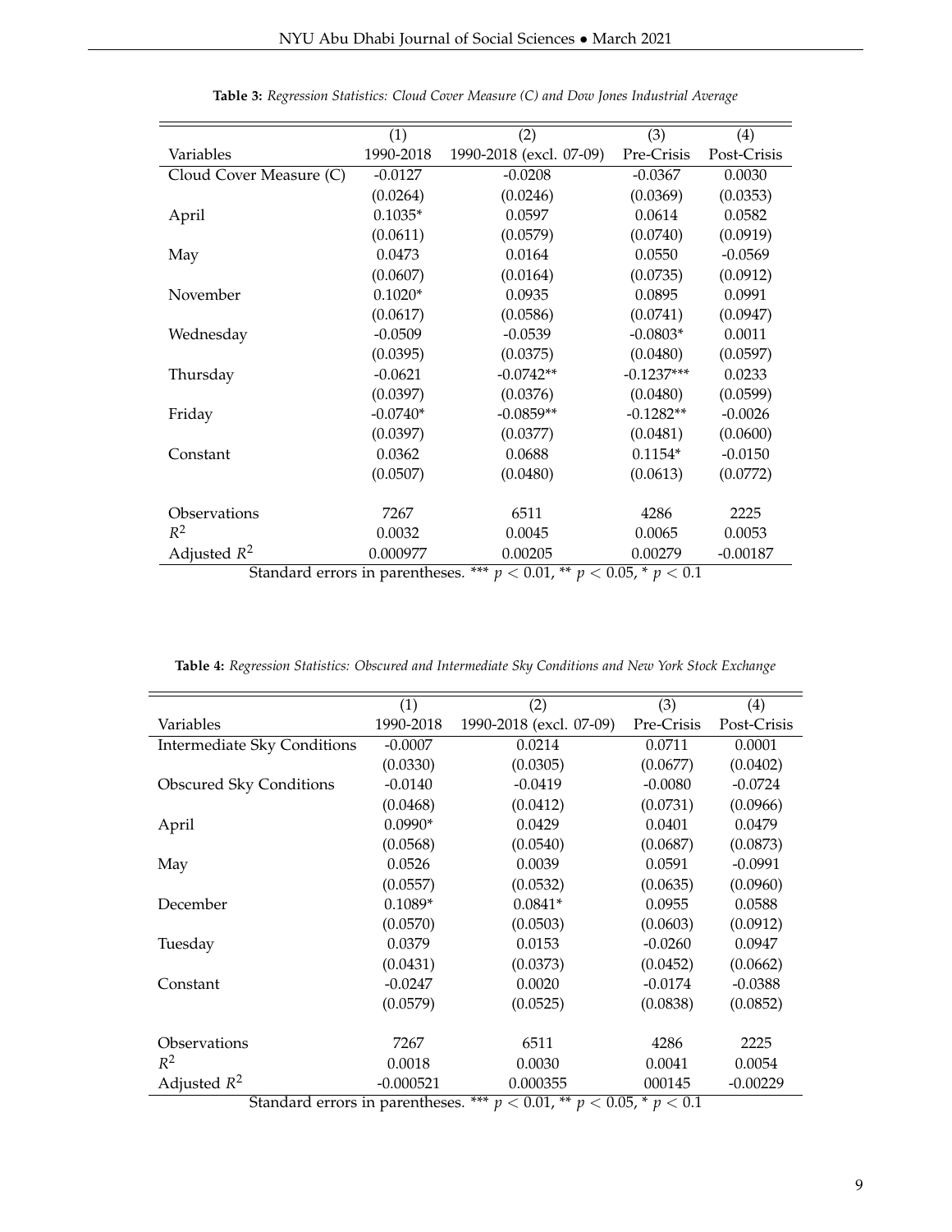**Table 3:** *Regression Statistics: Cloud Cover Measure (C) and Dow Jones Industrial Average*

| | (1) | (2) | (3) | (4) |
|---|---|---|---|---|
| Variables | 1990-2018 | 1990-2018 (excl. 07-09) | Pre-Crisis | Post-Crisis |
| Cloud Cover Measure (C) | -0.0127 | -0.0208 | -0.0367 | 0.0030 |
| | (0.0264) | (0.0246) | (0.0369) | (0.0353) |
| April | 0.1035* | 0.0597 | 0.0614 | 0.0582 |
| | (0.0611) | (0.0579) | (0.0740) | (0.0919) |
| May | 0.0473 | 0.0164 | 0.0550 | -0.0569 |
| | (0.0607) | (0.0164) | (0.0735) | (0.0912) |
| November | 0.1020* | 0.0935 | 0.0895 | 0.0991 |
| | (0.0617) | (0.0586) | (0.0741) | (0.0947) |
| Wednesday | -0.0509 | -0.0539 | -0.0803* | 0.0011 |
| | (0.0395) | (0.0375) | (0.0480) | (0.0597) |
| Thursday | -0.0621 | -0.0742** | -0.1237*** | 0.0233 |
| | (0.0397) | (0.0376) | (0.0480) | (0.0599) |
| Friday | -0.0740* | -0.0859** | -0.1282** | -0.0026 |
| | (0.0397) | (0.0377) | (0.0481) | (0.0600) |
| Constant | 0.0362 | 0.0688 | 0.1154* | -0.0150 |
| | (0.0507) | (0.0480) | (0.0613) | (0.0772) |
| Observations | 7267 | 6511 | 4286 | 2225 |
| $R^2$ | 0.0032 | 0.0045 | 0.0065 | 0.0053 |
| Adjusted $R^2$ | 0.000977 | 0.00205 | 0.00279 | -0.00187 |

Standard errors in parentheses. *** $p < 0.01$, ** $p < 0.05$, * $p < 0.1$

**Table 4:** *Regression Statistics: Obscured and Intermediate Sky Conditions and New York Stock Exchange*

| | (1) | (2) | (3) | (4) |
|---|---|---|---|---|
| Variables | 1990-2018 | 1990-2018 (excl. 07-09) | Pre-Crisis | Post-Crisis |
| Intermediate Sky Conditions | -0.0007 | 0.0214 | 0.0711 | 0.0001 |
| | (0.0330) | (0.0305) | (0.0677) | (0.0402) |
| Obscured Sky Conditions | -0.0140 | -0.0419 | -0.0080 | -0.0724 |
| | (0.0468) | (0.0412) | (0.0731) | (0.0966) |
| April | 0.0990* | 0.0429 | 0.0401 | 0.0479 |
| | (0.0568) | (0.0540) | (0.0687) | (0.0873) |
| May | 0.0526 | 0.0039 | 0.0591 | -0.0991 |
| | (0.0557) | (0.0532) | (0.0635) | (0.0960) |
| December | 0.1089* | 0.0841* | 0.0955 | 0.0588 |
| | (0.0570) | (0.0503) | (0.0603) | (0.0912) |
| Tuesday | 0.0379 | 0.0153 | -0.0260 | 0.0947 |
| | (0.0431) | (0.0373) | (0.0452) | (0.0662) |
| Constant | -0.0247 | 0.0020 | -0.0174 | -0.0388 |
| | (0.0579) | (0.0525) | (0.0838) | (0.0852) |
| Observations | 7267 | 6511 | 4286 | 2225 |
| $R^2$ | 0.0018 | 0.0030 | 0.0041 | 0.0054 |
| Adjusted $R^2$ | -0.000521 | 0.000355 | 000145 | -0.00229 |

Standard errors in parentheses. *** $p < 0.01$, ** $p < 0.05$, * $p < 0.1$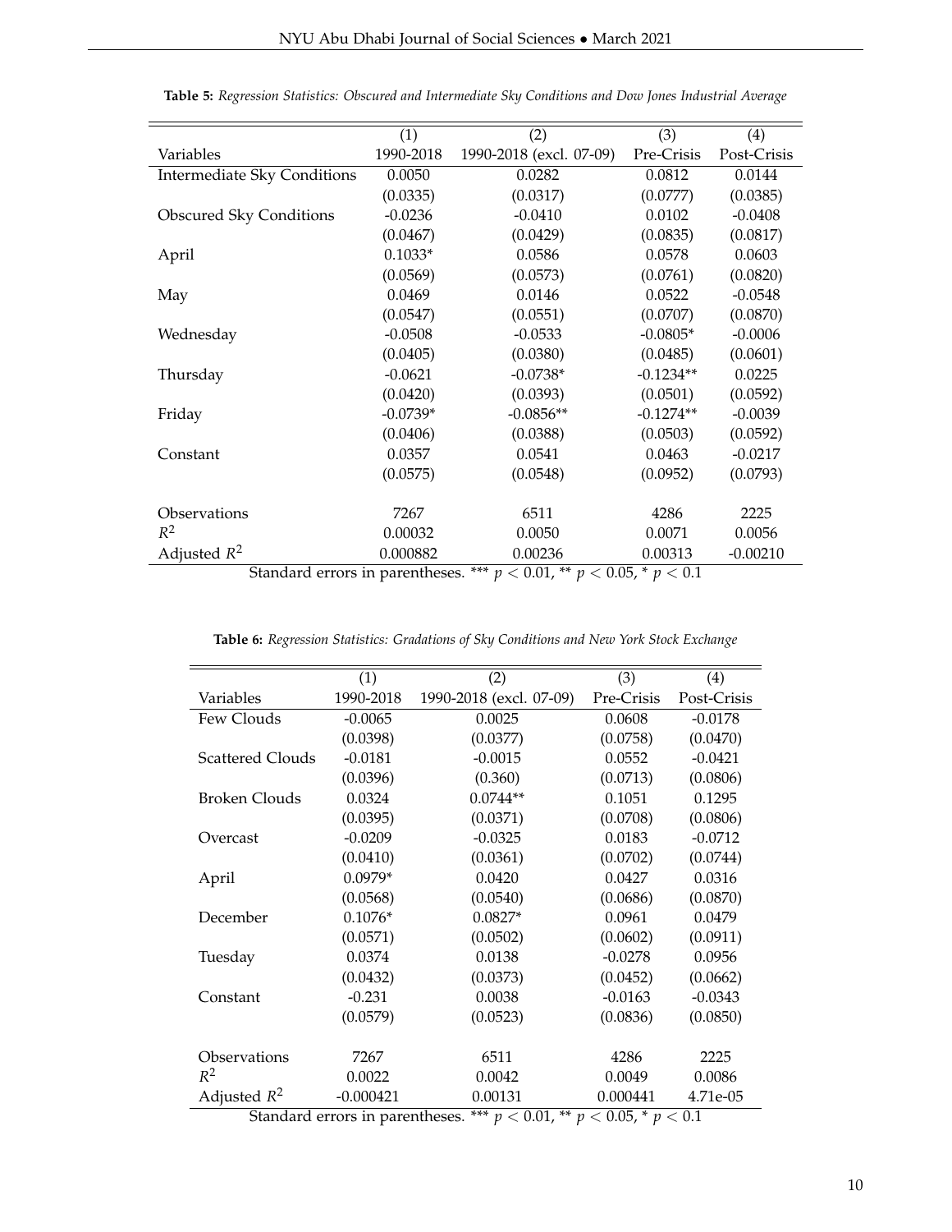**Table 5:** *Regression Statistics: Obscured and Intermediate Sky Conditions and Dow Jones Industrial Average*

| | (1) | (2) | (3) | (4) |
|---|---|---|---|---|
| Variables | 1990-2018 | 1990-2018 (excl. 07-09) | Pre-Crisis | Post-Crisis |
| Intermediate Sky Conditions | 0.0050 | 0.0282 | 0.0812 | 0.0144 |
| | (0.0335) | (0.0317) | (0.0777) | (0.0385) |
| Obscured Sky Conditions | -0.0236 | -0.0410 | 0.0102 | -0.0408 |
| | (0.0467) | (0.0429) | (0.0835) | (0.0817) |
| April | 0.1033* | 0.0586 | 0.0578 | 0.0603 |
| | (0.0569) | (0.0573) | (0.0761) | (0.0820) |
| May | 0.0469 | 0.0146 | 0.0522 | -0.0548 |
| | (0.0547) | (0.0551) | (0.0707) | (0.0870) |
| Wednesday | -0.0508 | -0.0533 | -0.0805* | -0.0006 |
| | (0.0405) | (0.0380) | (0.0485) | (0.0601) |
| Thursday | -0.0621 | -0.0738* | -0.1234** | 0.0225 |
| | (0.0420) | (0.0393) | (0.0501) | (0.0592) |
| Friday | -0.0739* | -0.0856** | -0.1274** | -0.0039 |
| | (0.0406) | (0.0388) | (0.0503) | (0.0592) |
| Constant | 0.0357 | 0.0541 | 0.0463 | -0.0217 |
| | (0.0575) | (0.0548) | (0.0952) | (0.0793) |
| Observations | 7267 | 6511 | 4286 | 2225 |
| $R^2$ | 0.00032 | 0.0050 | 0.0071 | 0.0056 |
| Adjusted $R^2$ | 0.000882 | 0.00236 | 0.00313 | -0.00210 |

Standard errors in parentheses. *** $p < 0.01$, ** $p < 0.05$, * $p < 0.1$

**Table 6:** *Regression Statistics: Gradations of Sky Conditions and New York Stock Exchange*

| | (1) | (2) | (3) | (4) |
|---|---|---|---|---|
| Variables | 1990-2018 | 1990-2018 (excl. 07-09) | Pre-Crisis | Post-Crisis |
| Few Clouds | -0.0065 | 0.0025 | 0.0608 | -0.0178 |
| | (0.0398) | (0.0377) | (0.0758) | (0.0470) |
| Scattered Clouds | -0.0181 | -0.0015 | 0.0552 | -0.0421 |
| | (0.0396) | (0.360) | (0.0713) | (0.0806) |
| Broken Clouds | 0.0324 | 0.0744** | 0.1051 | 0.1295 |
| | (0.0395) | (0.0371) | (0.0708) | (0.0806) |
| Overcast | -0.0209 | -0.0325 | 0.0183 | -0.0712 |
| | (0.0410) | (0.0361) | (0.0702) | (0.0744) |
| April | 0.0979* | 0.0420 | 0.0427 | 0.0316 |
| | (0.0568) | (0.0540) | (0.0686) | (0.0870) |
| December | 0.1076* | 0.0827* | 0.0961 | 0.0479 |
| | (0.0571) | (0.0502) | (0.0602) | (0.0911) |
| Tuesday | 0.0374 | 0.0138 | -0.0278 | 0.0956 |
| | (0.0432) | (0.0373) | (0.0452) | (0.0662) |
| Constant | -0.231 | 0.0038 | -0.0163 | -0.0343 |
| | (0.0579) | (0.0523) | (0.0836) | (0.0850) |
| Observations | 7267 | 6511 | 4286 | 2225 |
| $R^2$ | 0.0022 | 0.0042 | 0.0049 | 0.0086 |
| Adjusted $R^2$ | -0.000421 | 0.00131 | 0.000441 | 4.71e-05 |

Standard errors in parentheses. *** $p < 0.01$, ** $p < 0.05$, * $p < 0.1$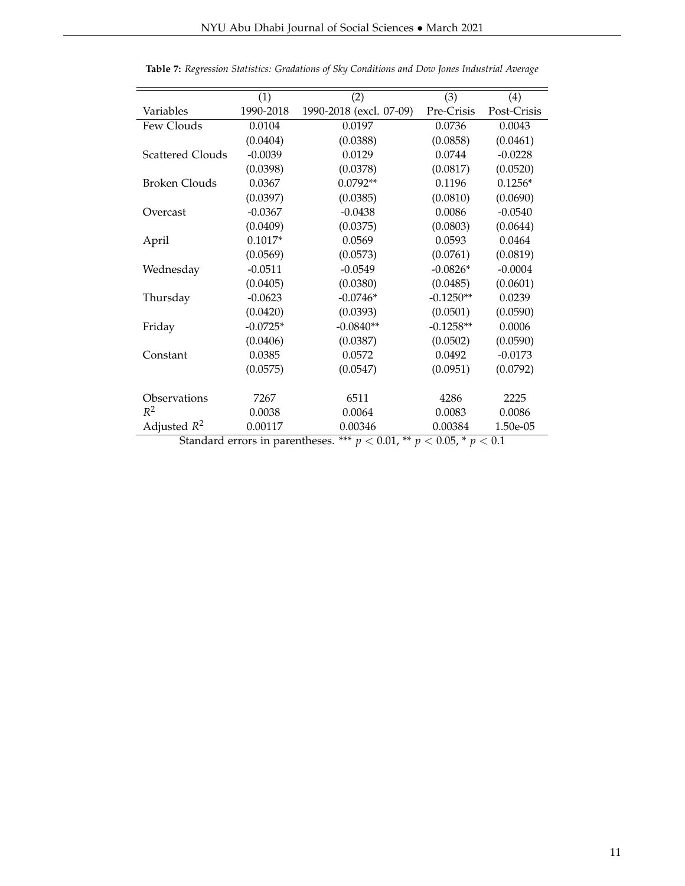**Table 7:** *Regression Statistics: Gradations of Sky Conditions and Dow Jones Industrial Average*

| | (1) | (2) | (3) | (4) |
|---|---|---|---|---|
| Variables | 1990-2018 | 1990-2018 (excl. 07-09) | Pre-Crisis | Post-Crisis |
| Few Clouds | 0.0104 | 0.0197 | 0.0736 | 0.0043 |
| | (0.0404) | (0.0388) | (0.0858) | (0.0461) |
| Scattered Clouds | -0.0039 | 0.0129 | 0.0744 | -0.0228 |
| | (0.0398) | (0.0378) | (0.0817) | (0.0520) |
| Broken Clouds | 0.0367 | 0.0792** | 0.1196 | 0.1256* |
| | (0.0397) | (0.0385) | (0.0810) | (0.0690) |
| Overcast | -0.0367 | -0.0438 | 0.0086 | -0.0540 |
| | (0.0409) | (0.0375) | (0.0803) | (0.0644) |
| April | 0.1017* | 0.0569 | 0.0593 | 0.0464 |
| | (0.0569) | (0.0573) | (0.0761) | (0.0819) |
| Wednesday | -0.0511 | -0.0549 | -0.0826* | -0.0004 |
| | (0.0405) | (0.0380) | (0.0485) | (0.0601) |
| Thursday | -0.0623 | -0.0746* | -0.1250** | 0.0239 |
| | (0.0420) | (0.0393) | (0.0501) | (0.0590) |
| Friday | -0.0725* | -0.0840** | -0.1258** | 0.0006 |
| | (0.0406) | (0.0387) | (0.0502) | (0.0590) |
| Constant | 0.0385 | 0.0572 | 0.0492 | -0.0173 |
| | (0.0575) | (0.0547) | (0.0951) | (0.0792) |
| Observations | 7267 | 6511 | 4286 | 2225 |
| $R^2$ | 0.0038 | 0.0064 | 0.0083 | 0.0086 |
| Adjusted $R^2$ | 0.00117 | 0.00346 | 0.00384 | 1.50e-05 |

Standard errors in parentheses. *** $p < 0.01$, ** $p < 0.05$, * $p < 0.1$